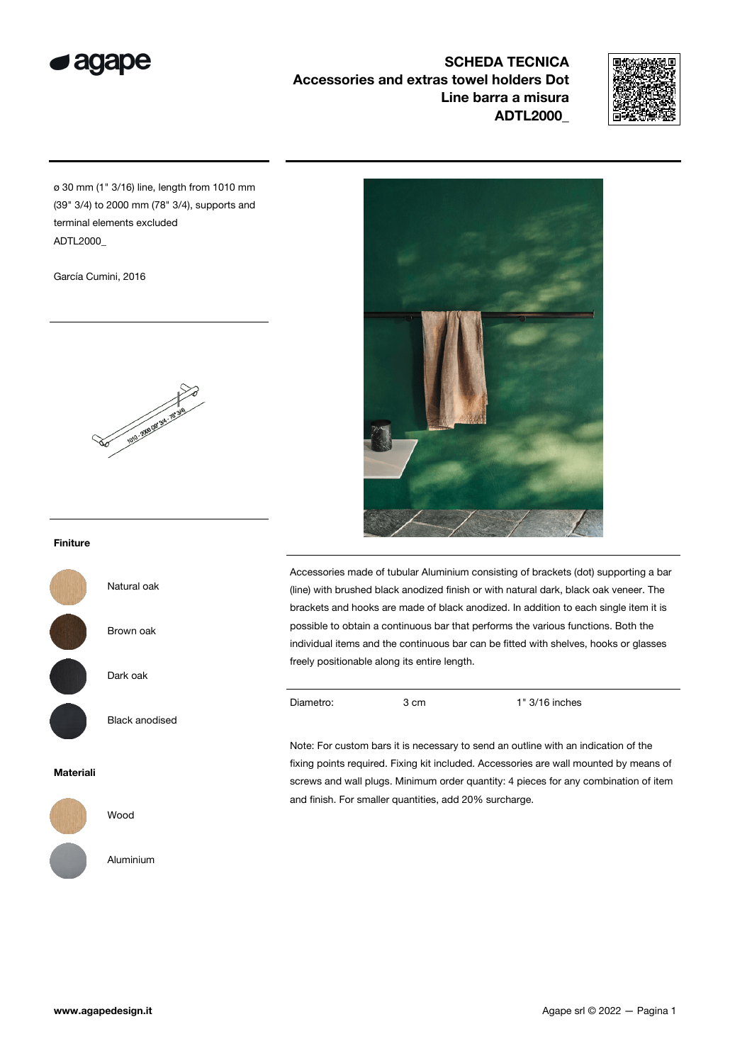agape

# SCHEDA TECNICA
## Accessories and extras towel holders Dot Line barra a misura
## ADTL2000_

ø 30 mm (1" 3/16) line, length from 1010 mm (39" 3/4) to 2000 mm (78" 3/4), supports and terminal elements excluded
ADTL2000_

García Cumini, 2016

1010 - 2000 (39" 3/4 - 78" 3/4)

### Finiture

- Natural oak
- Brown oak
- Dark oak
- Black anodised

### Materiali

- Wood
- Aluminium

Accessories made of tubular Aluminium consisting of brackets (dot) supporting a bar (line) with brushed black anodized finish or with natural dark, black oak veneer. The brackets and hooks are made of black anodized. In addition to each single item it is possible to obtain a continuous bar that performs the various functions. Both the individual items and the continuous bar can be fitted with shelves, hooks or glasses freely positionable along its entire length.

| Diametro: | 3 cm | 1" 3/16 inches |
|---|---|---|

Note: For custom bars it is necessary to send an outline with an indication of the fixing points required. Fixing kit included. Accessories are wall mounted by means of screws and wall plugs. Minimum order quantity: 4 pieces for any combination of item and finish. For smaller quantities, add 20% surcharge.

www.agapedesign.it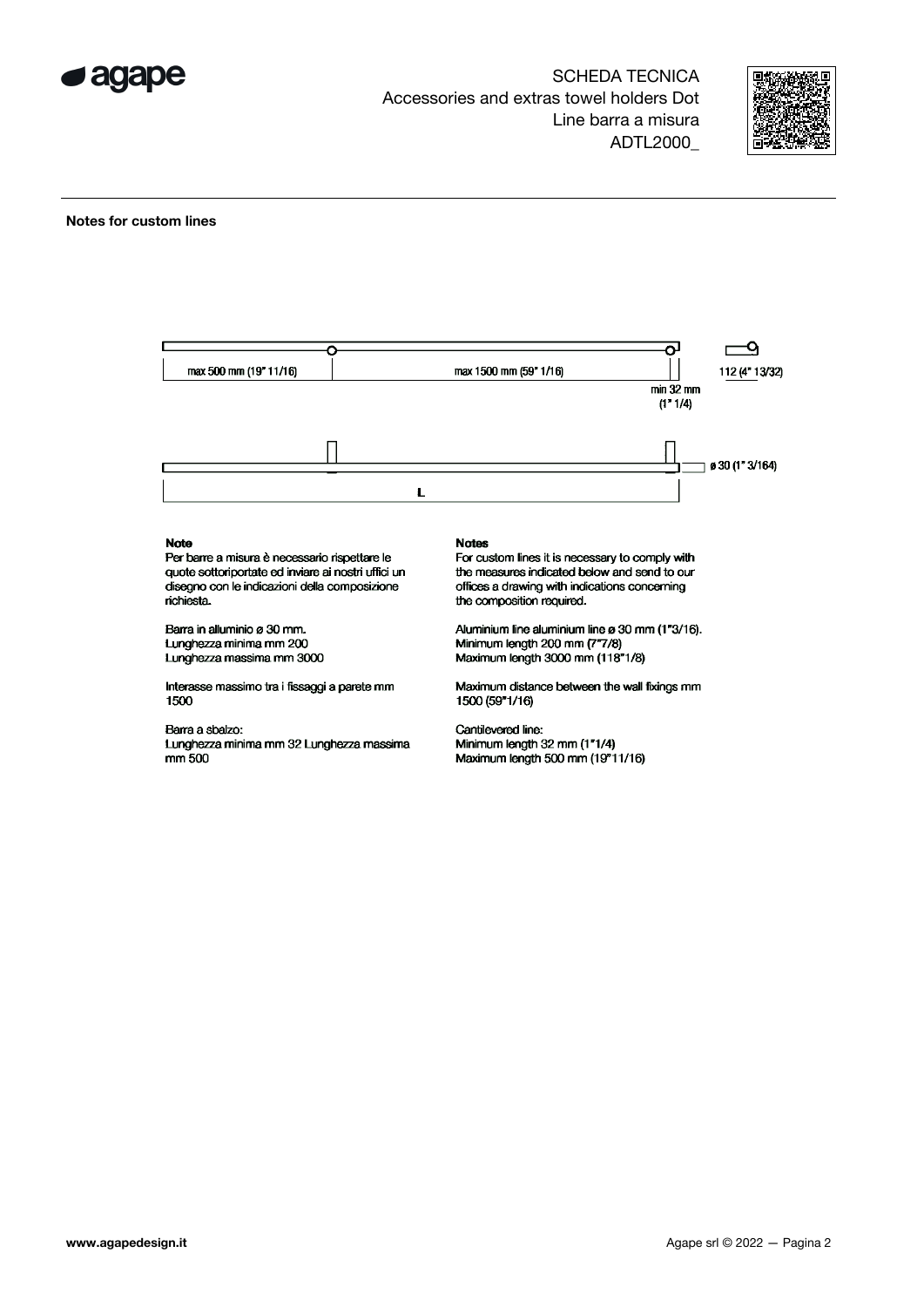**Notes for custom lines**

max 500 mm (19" 11/16)

max 1500 mm (59" 1/16)

min 32 mm (1" 1/4)

112 (4" 13/32)

ø 30 (1" 3/164)

L

**Note**

Per barre a misura è necessario rispettare le quote sottoriportate ed inviare ai nostri uffici un disegno con le indicazioni della composizione richiesta.

Barra in alluminio ø 30 mm.
Lunghezza minima mm 200
Lunghezza massima mm 3000

Interasse massimo tra i fissaggi a parete mm 1500

Barra a sbalzo:
Lunghezza minima mm 32 Lunghezza massima mm 500

**Notes**

For custom lines it is necessary to comply with the measures indicated below and send to our offices a drawing with indications concerning the composition required.

Aluminium line aluminium line ø 30 mm (1"3/16).
Minimum length 200 mm (7"7/8)
Maximum length 3000 mm (118"1/8)

Maximum distance between the wall fixings mm 1500 (59"1/16)

Cantilevered line:
Minimum length 32 mm (1"1/4)
Maximum length 500 mm (19"11/16)